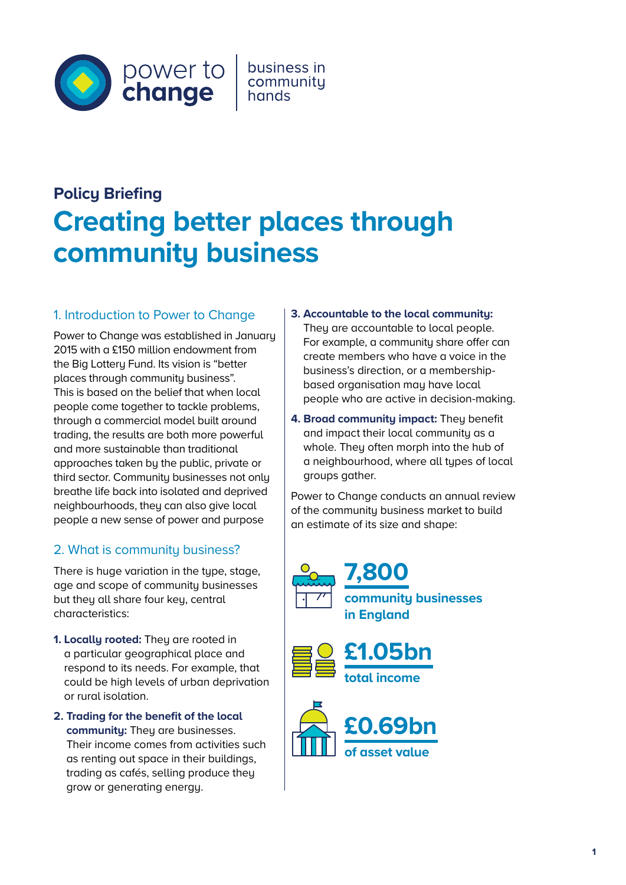power to change | business in community hands

**Policy Briefing**

# Creating better places through community business

## 1. Introduction to Power to Change

Power to Change was established in January 2015 with a £150 million endowment from the Big Lottery Fund. Its vision is "better places through community business". This is based on the belief that when local people come together to tackle problems, through a commercial model built around trading, the results are both more powerful and more sustainable than traditional approaches taken by the public, private or third sector. Community businesses not only breathe life back into isolated and deprived neighbourhoods, they can also give local people a new sense of power and purpose

## 2. What is community business?

There is huge variation in the type, stage, age and scope of community businesses but they all share four key, central characteristics:

1. **Locally rooted:** They are rooted in a particular geographical place and respond to its needs. For example, that could be high levels of urban deprivation or rural isolation.
2. **Trading for the benefit of the local community:** They are businesses. Their income comes from activities such as renting out space in their buildings, trading as cafés, selling produce they grow or generating energy.
3. **Accountable to the local community:** They are accountable to local people. For example, a community share offer can create members who have a voice in the business's direction, or a membership-based organisation may have local people who are active in decision-making.
4. **Broad community impact:** They benefit and impact their local community as a whole. They often morph into the hub of a neighbourhood, where all types of local groups gather.

Power to Change conducts an annual review of the community business market to build an estimate of its size and shape:

**7,800**
**community businesses in England**

**£1.05bn**
**total income**

**£0.69bn**
**of asset value**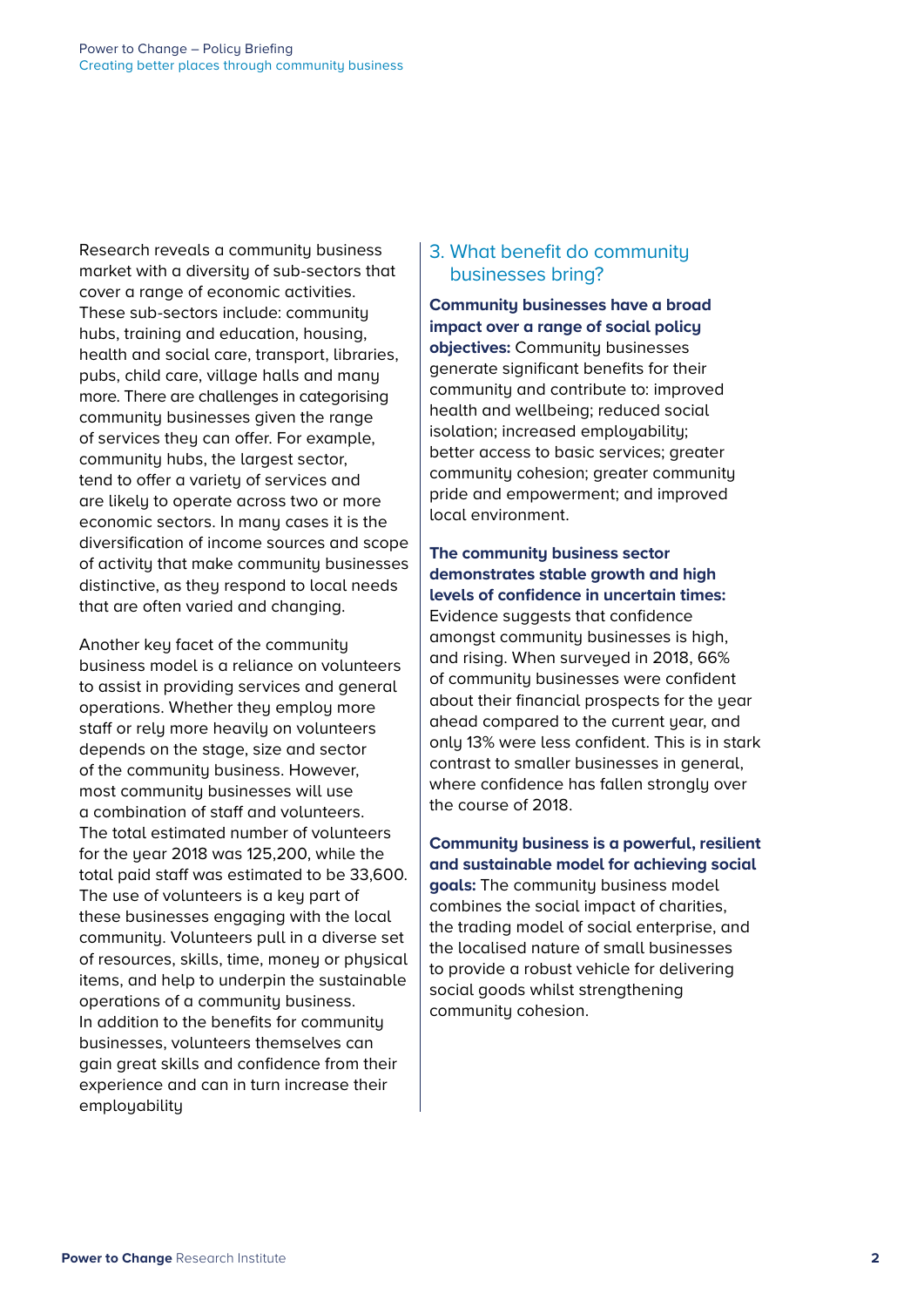Research reveals a community business market with a diversity of sub-sectors that cover a range of economic activities. These sub-sectors include: community hubs, training and education, housing, health and social care, transport, libraries, pubs, child care, village halls and many more. There are challenges in categorising community businesses given the range of services they can offer. For example, community hubs, the largest sector, tend to offer a variety of services and are likely to operate across two or more economic sectors. In many cases it is the diversification of income sources and scope of activity that make community businesses distinctive, as they respond to local needs that are often varied and changing.

Another key facet of the community business model is a reliance on volunteers to assist in providing services and general operations. Whether they employ more staff or rely more heavily on volunteers depends on the stage, size and sector of the community business. However, most community businesses will use a combination of staff and volunteers. The total estimated number of volunteers for the year 2018 was 125,200, while the total paid staff was estimated to be 33,600. The use of volunteers is a key part of these businesses engaging with the local community. Volunteers pull in a diverse set of resources, skills, time, money or physical items, and help to underpin the sustainable operations of a community business. In addition to the benefits for community businesses, volunteers themselves can gain great skills and confidence from their experience and can in turn increase their employability

## 3. What benefit do community businesses bring?

**Community businesses have a broad impact over a range of social policy objectives:** Community businesses generate significant benefits for their community and contribute to: improved health and wellbeing; reduced social isolation; increased employability; better access to basic services; greater community cohesion; greater community pride and empowerment; and improved local environment.

**The community business sector demonstrates stable growth and high levels of confidence in uncertain times:** Evidence suggests that confidence amongst community businesses is high, and rising. When surveyed in 2018, 66% of community businesses were confident about their financial prospects for the year ahead compared to the current year, and only 13% were less confident. This is in stark contrast to smaller businesses in general, where confidence has fallen strongly over the course of 2018.

**Community business is a powerful, resilient and sustainable model for achieving social goals:** The community business model combines the social impact of charities, the trading model of social enterprise, and the localised nature of small businesses to provide a robust vehicle for delivering social goods whilst strengthening community cohesion.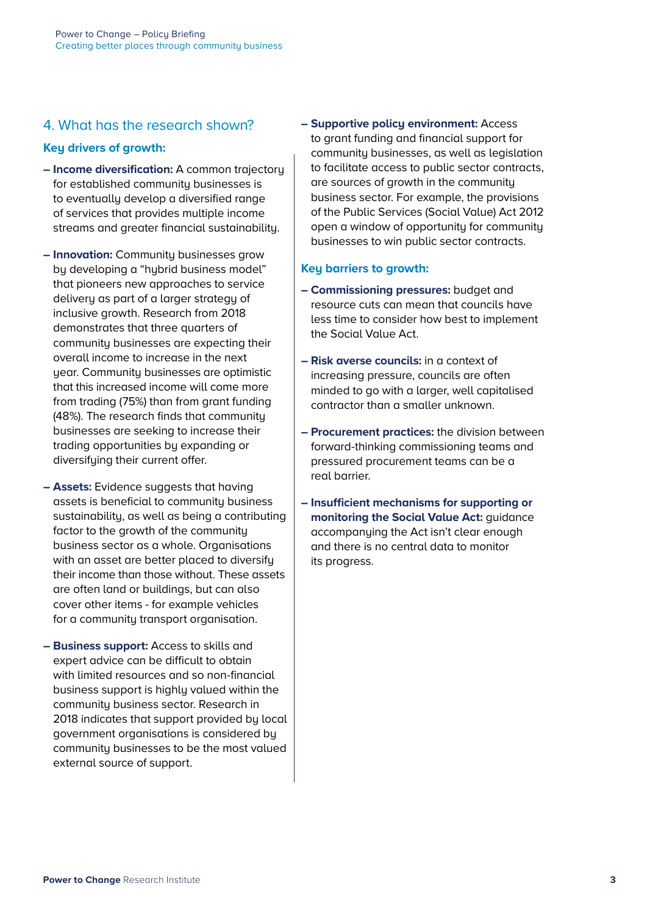## 4. What has the research shown?

### Key drivers of growth:

- **Income diversification:** A common trajectory for established community businesses is to eventually develop a diversified range of services that provides multiple income streams and greater financial sustainability.

- **Innovation:** Community businesses grow by developing a "hybrid business model" that pioneers new approaches to service delivery as part of a larger strategy of inclusive growth. Research from 2018 demonstrates that three quarters of community businesses are expecting their overall income to increase in the next year. Community businesses are optimistic that this increased income will come more from trading (75%) than from grant funding (48%). The research finds that community businesses are seeking to increase their trading opportunities by expanding or diversifying their current offer.

- **Assets:** Evidence suggests that having assets is beneficial to community business sustainability, as well as being a contributing factor to the growth of the community business sector as a whole. Organisations with an asset are better placed to diversify their income than those without. These assets are often land or buildings, but can also cover other items - for example vehicles for a community transport organisation.

- **Business support:** Access to skills and expert advice can be difficult to obtain with limited resources and so non-financial business support is highly valued within the community business sector. Research in 2018 indicates that support provided by local government organisations is considered by community businesses to be the most valued external source of support.

- **Supportive policy environment:** Access to grant funding and financial support for community businesses, as well as legislation to facilitate access to public sector contracts, are sources of growth in the community business sector. For example, the provisions of the Public Services (Social Value) Act 2012 open a window of opportunity for community businesses to win public sector contracts.

### Key barriers to growth:

- **Commissioning pressures:** budget and resource cuts can mean that councils have less time to consider how best to implement the Social Value Act.

- **Risk averse councils:** in a context of increasing pressure, councils are often minded to go with a larger, well capitalised contractor than a smaller unknown.

- **Procurement practices:** the division between forward-thinking commissioning teams and pressured procurement teams can be a real barrier.

- **Insufficient mechanisms for supporting or monitoring the Social Value Act:** guidance accompanying the Act isn't clear enough and there is no central data to monitor its progress.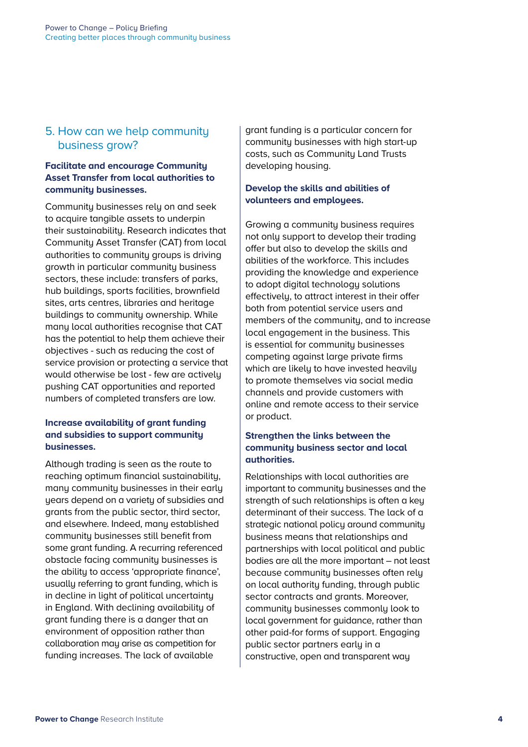## 5. How can we help community business grow?

**Facilitate and encourage Community Asset Transfer from local authorities to community businesses.**

Community businesses rely on and seek to acquire tangible assets to underpin their sustainability. Research indicates that Community Asset Transfer (CAT) from local authorities to community groups is driving growth in particular community business sectors, these include: transfers of parks, hub buildings, sports facilities, brownfield sites, arts centres, libraries and heritage buildings to community ownership. While many local authorities recognise that CAT has the potential to help them achieve their objectives - such as reducing the cost of service provision or protecting a service that would otherwise be lost - few are actively pushing CAT opportunities and reported numbers of completed transfers are low.

**Increase availability of grant funding and subsidies to support community businesses.**

Although trading is seen as the route to reaching optimum financial sustainability, many community businesses in their early years depend on a variety of subsidies and grants from the public sector, third sector, and elsewhere. Indeed, many established community businesses still benefit from some grant funding. A recurring referenced obstacle facing community businesses is the ability to access 'appropriate finance', usually referring to grant funding, which is in decline in light of political uncertainty in England. With declining availability of grant funding there is a danger that an environment of opposition rather than collaboration may arise as competition for funding increases. The lack of available grant funding is a particular concern for community businesses with high start-up costs, such as Community Land Trusts developing housing.

**Develop the skills and abilities of volunteers and employees.**

Growing a community business requires not only support to develop their trading offer but also to develop the skills and abilities of the workforce. This includes providing the knowledge and experience to adopt digital technology solutions effectively, to attract interest in their offer both from potential service users and members of the community, and to increase local engagement in the business. This is essential for community businesses competing against large private firms which are likely to have invested heavily to promote themselves via social media channels and provide customers with online and remote access to their service or product.

**Strengthen the links between the community business sector and local authorities.**

Relationships with local authorities are important to community businesses and the strength of such relationships is often a key determinant of their success. The lack of a strategic national policy around community business means that relationships and partnerships with local political and public bodies are all the more important – not least because community businesses often rely on local authority funding, through public sector contracts and grants. Moreover, community businesses commonly look to local government for guidance, rather than other paid-for forms of support. Engaging public sector partners early in a constructive, open and transparent way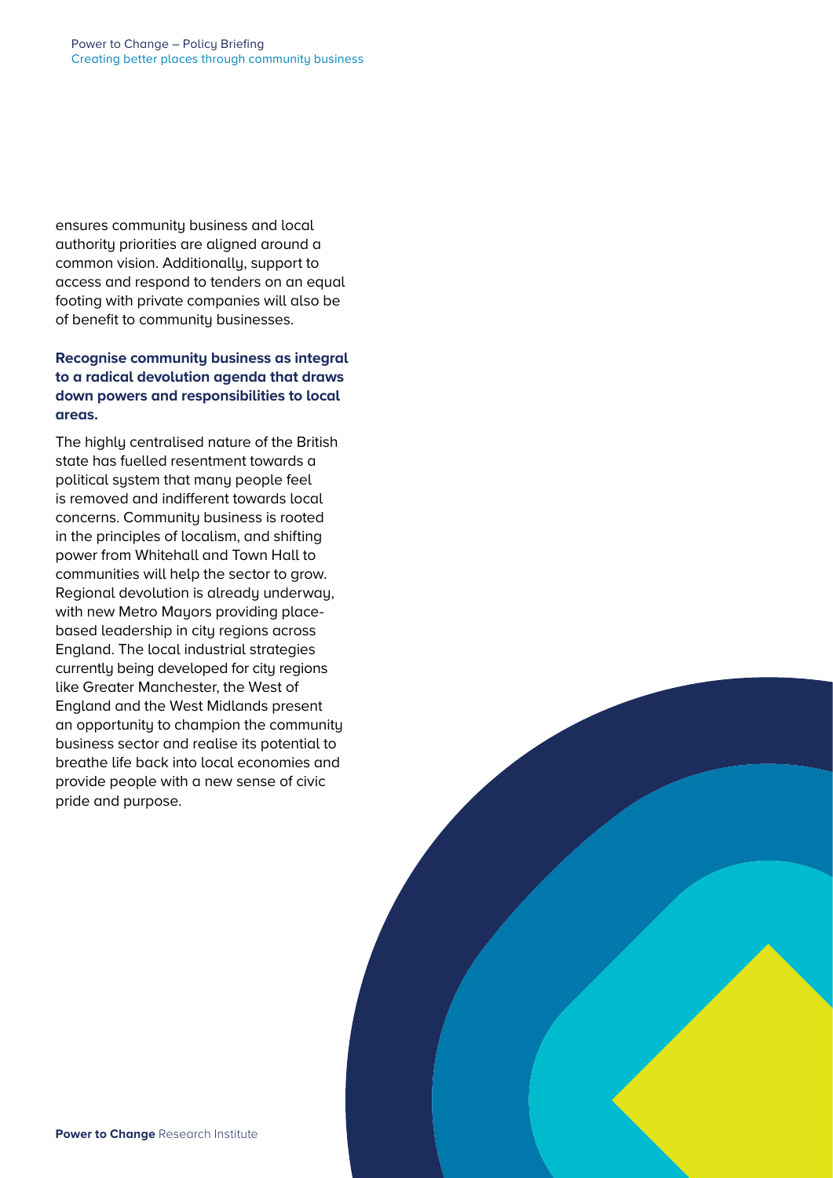ensures community business and local authority priorities are aligned around a common vision. Additionally, support to access and respond to tenders on an equal footing with private companies will also be of benefit to community businesses.

**Recognise community business as integral to a radical devolution agenda that draws down powers and responsibilities to local areas.**

The highly centralised nature of the British state has fuelled resentment towards a political system that many people feel is removed and indifferent towards local concerns. Community business is rooted in the principles of localism, and shifting power from Whitehall and Town Hall to communities will help the sector to grow. Regional devolution is already underway, with new Metro Mayors providing place-based leadership in city regions across England. The local industrial strategies currently being developed for city regions like Greater Manchester, the West of England and the West Midlands present an opportunity to champion the community business sector and realise its potential to breathe life back into local economies and provide people with a new sense of civic pride and purpose.